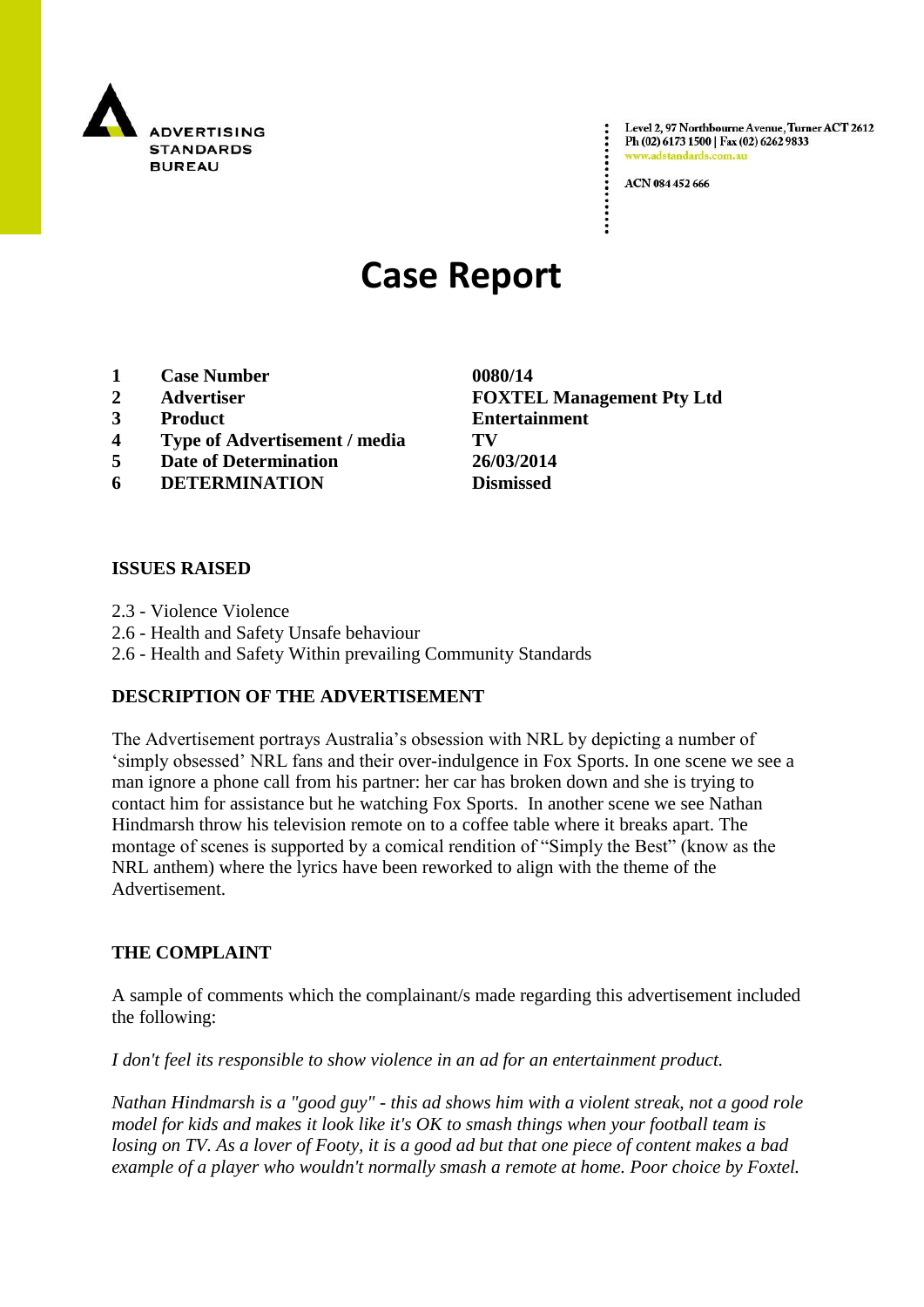ADVERTISING STANDARDS BUREAU

Level 2, 97 Northbourne Avenue, Turner ACT 2612
Ph (02) 6173 1500 | Fax (02) 6262 9833
www.adstandards.com.au

ACN 084 452 666

# Case Report

| | | |
|---|---|---|
| 1 | **Case Number** | **0080/14** |
| 2 | **Advertiser** | **FOXTEL Management Pty Ltd** |
| 3 | **Product** | **Entertainment** |
| 4 | **Type of Advertisement / media** | **TV** |
| 5 | **Date of Determination** | **26/03/2014** |
| 6 | **DETERMINATION** | **Dismissed** |

## ISSUES RAISED

2.3 - Violence Violence
2.6 - Health and Safety Unsafe behaviour
2.6 - Health and Safety Within prevailing Community Standards

## DESCRIPTION OF THE ADVERTISEMENT

The Advertisement portrays Australia's obsession with NRL by depicting a number of 'simply obsessed' NRL fans and their over-indulgence in Fox Sports. In one scene we see a man ignore a phone call from his partner: her car has broken down and she is trying to contact him for assistance but he watching Fox Sports. In another scene we see Nathan Hindmarsh throw his television remote on to a coffee table where it breaks apart. The montage of scenes is supported by a comical rendition of "Simply the Best" (know as the NRL anthem) where the lyrics have been reworked to align with the theme of the Advertisement.

## THE COMPLAINT

A sample of comments which the complainant/s made regarding this advertisement included the following:

*I don't feel its responsible to show violence in an ad for an entertainment product.*

*Nathan Hindmarsh is a "good guy" - this ad shows him with a violent streak, not a good role model for kids and makes it look like it's OK to smash things when your football team is losing on TV. As a lover of Footy, it is a good ad but that one piece of content makes a bad example of a player who wouldn't normally smash a remote at home. Poor choice by Foxtel.*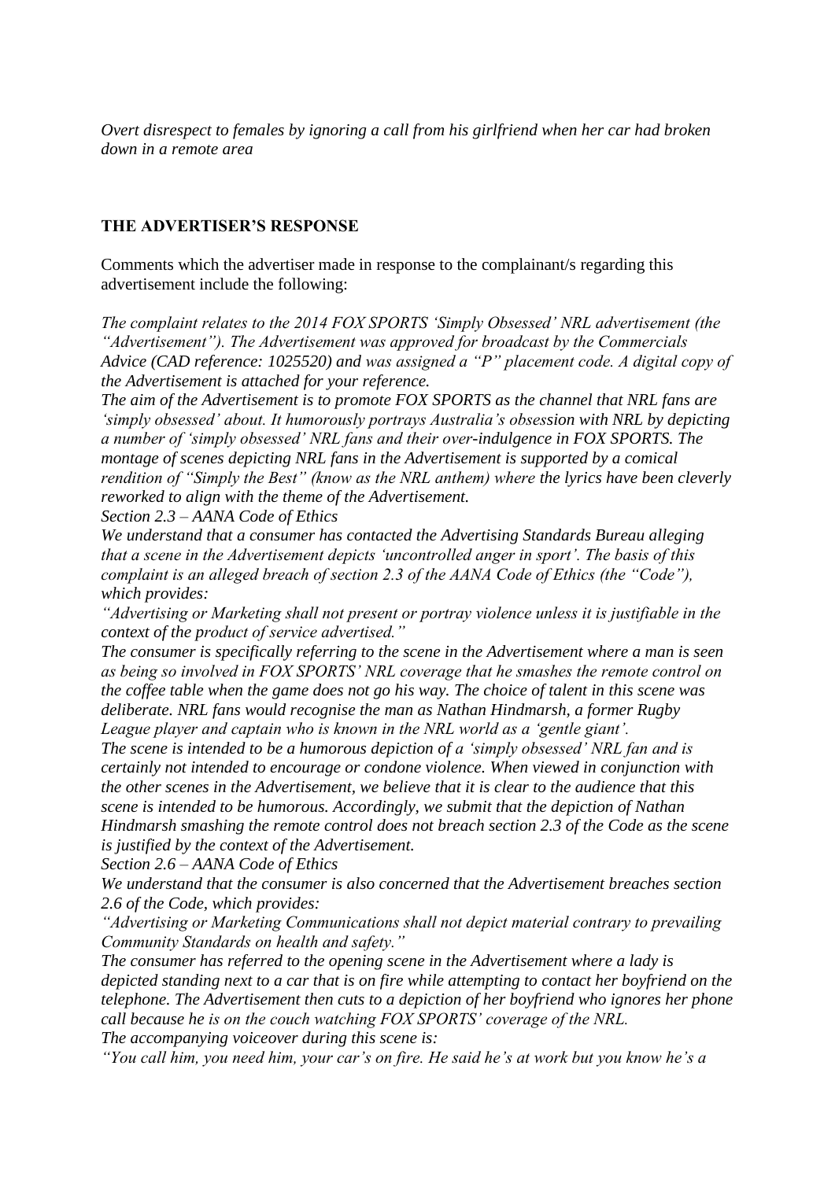*Overt disrespect to females by ignoring a call from his girlfriend when her car had broken down in a remote area*

**THE ADVERTISER'S RESPONSE**

Comments which the advertiser made in response to the complainant/s regarding this advertisement include the following:

*The complaint relates to the 2014 FOX SPORTS 'Simply Obsessed' NRL advertisement (the "Advertisement"). The Advertisement was approved for broadcast by the Commercials Advice (CAD reference: 1025520) and was assigned a "P" placement code. A digital copy of the Advertisement is attached for your reference.*

*The aim of the Advertisement is to promote FOX SPORTS as the channel that NRL fans are 'simply obsessed' about. It humorously portrays Australia's obsession with NRL by depicting a number of 'simply obsessed' NRL fans and their over-indulgence in FOX SPORTS. The montage of scenes depicting NRL fans in the Advertisement is supported by a comical rendition of "Simply the Best" (know as the NRL anthem) where the lyrics have been cleverly reworked to align with the theme of the Advertisement.*

*Section 2.3 – AANA Code of Ethics*

*We understand that a consumer has contacted the Advertising Standards Bureau alleging that a scene in the Advertisement depicts 'uncontrolled anger in sport'. The basis of this complaint is an alleged breach of section 2.3 of the AANA Code of Ethics (the "Code"), which provides:*

*"Advertising or Marketing shall not present or portray violence unless it is justifiable in the context of the product of service advertised."*

*The consumer is specifically referring to the scene in the Advertisement where a man is seen as being so involved in FOX SPORTS' NRL coverage that he smashes the remote control on the coffee table when the game does not go his way. The choice of talent in this scene was deliberate. NRL fans would recognise the man as Nathan Hindmarsh, a former Rugby League player and captain who is known in the NRL world as a 'gentle giant'.*

*The scene is intended to be a humorous depiction of a 'simply obsessed' NRL fan and is certainly not intended to encourage or condone violence. When viewed in conjunction with the other scenes in the Advertisement, we believe that it is clear to the audience that this scene is intended to be humorous. Accordingly, we submit that the depiction of Nathan Hindmarsh smashing the remote control does not breach section 2.3 of the Code as the scene is justified by the context of the Advertisement.*

*Section 2.6 – AANA Code of Ethics*

*We understand that the consumer is also concerned that the Advertisement breaches section 2.6 of the Code, which provides:*

*"Advertising or Marketing Communications shall not depict material contrary to prevailing Community Standards on health and safety."*

*The consumer has referred to the opening scene in the Advertisement where a lady is depicted standing next to a car that is on fire while attempting to contact her boyfriend on the telephone. The Advertisement then cuts to a depiction of her boyfriend who ignores her phone call because he is on the couch watching FOX SPORTS' coverage of the NRL.*

*The accompanying voiceover during this scene is:*

*"You call him, you need him, your car's on fire. He said he's at work but you know he's a*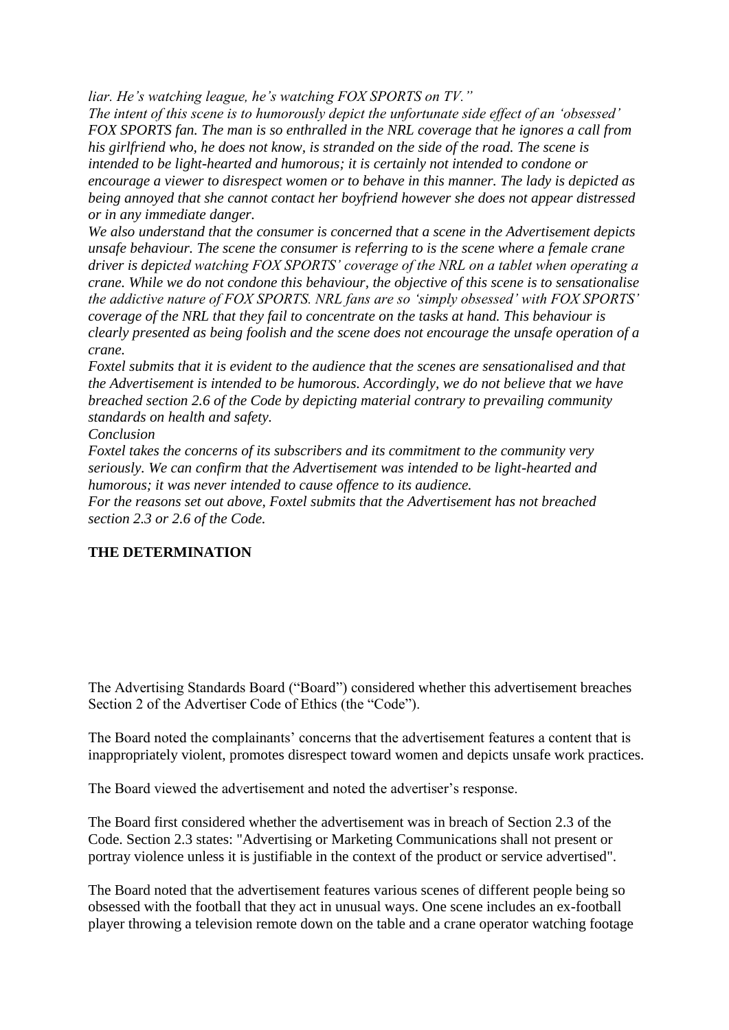*liar. He's watching league, he's watching FOX SPORTS on TV."*

*The intent of this scene is to humorously depict the unfortunate side effect of an 'obsessed' FOX SPORTS fan. The man is so enthralled in the NRL coverage that he ignores a call from his girlfriend who, he does not know, is stranded on the side of the road. The scene is intended to be light-hearted and humorous; it is certainly not intended to condone or encourage a viewer to disrespect women or to behave in this manner. The lady is depicted as being annoyed that she cannot contact her boyfriend however she does not appear distressed or in any immediate danger.*

*We also understand that the consumer is concerned that a scene in the Advertisement depicts unsafe behaviour. The scene the consumer is referring to is the scene where a female crane driver is depicted watching FOX SPORTS' coverage of the NRL on a tablet when operating a crane. While we do not condone this behaviour, the objective of this scene is to sensationalise the addictive nature of FOX SPORTS. NRL fans are so 'simply obsessed' with FOX SPORTS' coverage of the NRL that they fail to concentrate on the tasks at hand. This behaviour is clearly presented as being foolish and the scene does not encourage the unsafe operation of a crane.*

*Foxtel submits that it is evident to the audience that the scenes are sensationalised and that the Advertisement is intended to be humorous. Accordingly, we do not believe that we have breached section 2.6 of the Code by depicting material contrary to prevailing community standards on health and safety.*

*Conclusion*

*Foxtel takes the concerns of its subscribers and its commitment to the community very seriously. We can confirm that the Advertisement was intended to be light-hearted and humorous; it was never intended to cause offence to its audience.*

*For the reasons set out above, Foxtel submits that the Advertisement has not breached section 2.3 or 2.6 of the Code.*

**THE DETERMINATION**

The Advertising Standards Board ("Board") considered whether this advertisement breaches Section 2 of the Advertiser Code of Ethics (the "Code").

The Board noted the complainants' concerns that the advertisement features a content that is inappropriately violent, promotes disrespect toward women and depicts unsafe work practices.

The Board viewed the advertisement and noted the advertiser's response.

The Board first considered whether the advertisement was in breach of Section 2.3 of the Code. Section 2.3 states: "Advertising or Marketing Communications shall not present or portray violence unless it is justifiable in the context of the product or service advertised".

The Board noted that the advertisement features various scenes of different people being so obsessed with the football that they act in unusual ways. One scene includes an ex-football player throwing a television remote down on the table and a crane operator watching footage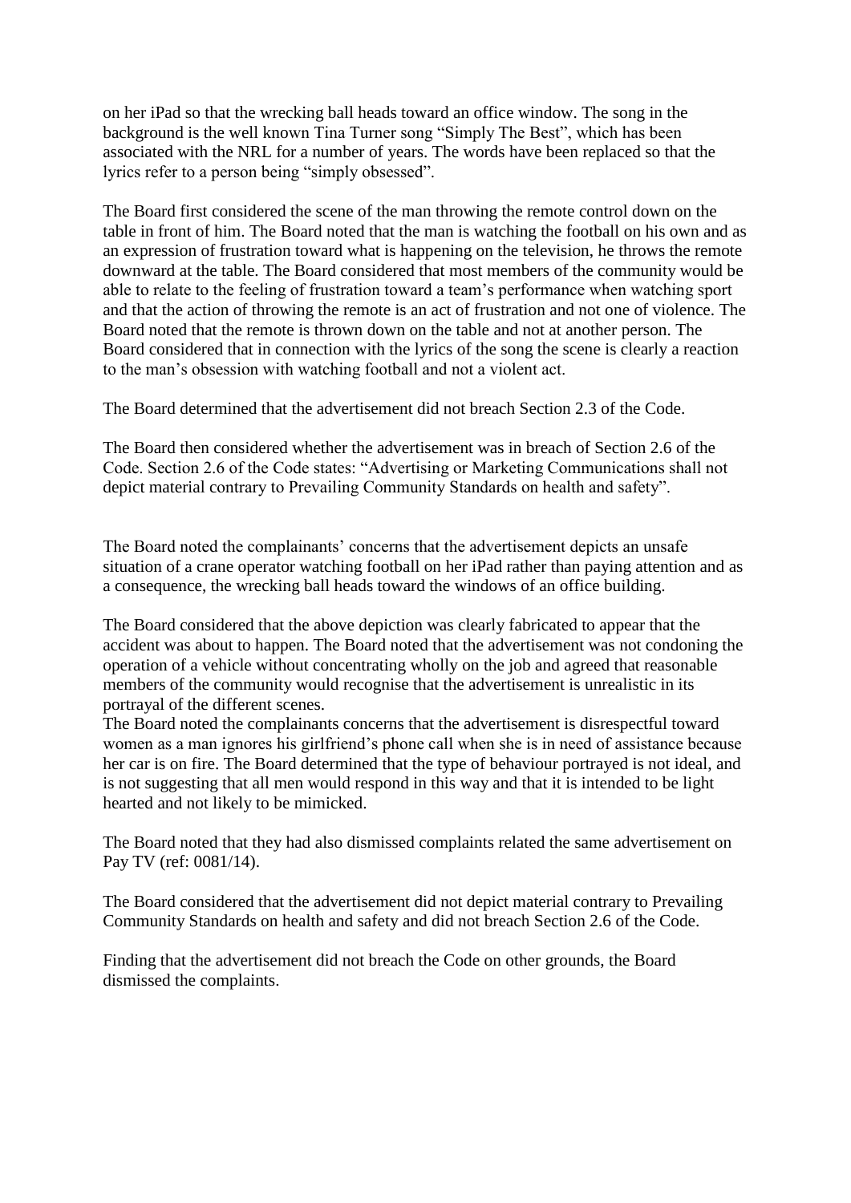on her iPad so that the wrecking ball heads toward an office window. The song in the background is the well known Tina Turner song "Simply The Best", which has been associated with the NRL for a number of years. The words have been replaced so that the lyrics refer to a person being "simply obsessed".

The Board first considered the scene of the man throwing the remote control down on the table in front of him. The Board noted that the man is watching the football on his own and as an expression of frustration toward what is happening on the television, he throws the remote downward at the table. The Board considered that most members of the community would be able to relate to the feeling of frustration toward a team's performance when watching sport and that the action of throwing the remote is an act of frustration and not one of violence. The Board noted that the remote is thrown down on the table and not at another person. The Board considered that in connection with the lyrics of the song the scene is clearly a reaction to the man's obsession with watching football and not a violent act.

The Board determined that the advertisement did not breach Section 2.3 of the Code.

The Board then considered whether the advertisement was in breach of Section 2.6 of the Code. Section 2.6 of the Code states: "Advertising or Marketing Communications shall not depict material contrary to Prevailing Community Standards on health and safety".

The Board noted the complainants' concerns that the advertisement depicts an unsafe situation of a crane operator watching football on her iPad rather than paying attention and as a consequence, the wrecking ball heads toward the windows of an office building.

The Board considered that the above depiction was clearly fabricated to appear that the accident was about to happen. The Board noted that the advertisement was not condoning the operation of a vehicle without concentrating wholly on the job and agreed that reasonable members of the community would recognise that the advertisement is unrealistic in its portrayal of the different scenes.
The Board noted the complainants concerns that the advertisement is disrespectful toward women as a man ignores his girlfriend's phone call when she is in need of assistance because her car is on fire. The Board determined that the type of behaviour portrayed is not ideal, and is not suggesting that all men would respond in this way and that it is intended to be light hearted and not likely to be mimicked.

The Board noted that they had also dismissed complaints related the same advertisement on Pay TV (ref: 0081/14).

The Board considered that the advertisement did not depict material contrary to Prevailing Community Standards on health and safety and did not breach Section 2.6 of the Code.

Finding that the advertisement did not breach the Code on other grounds, the Board dismissed the complaints.